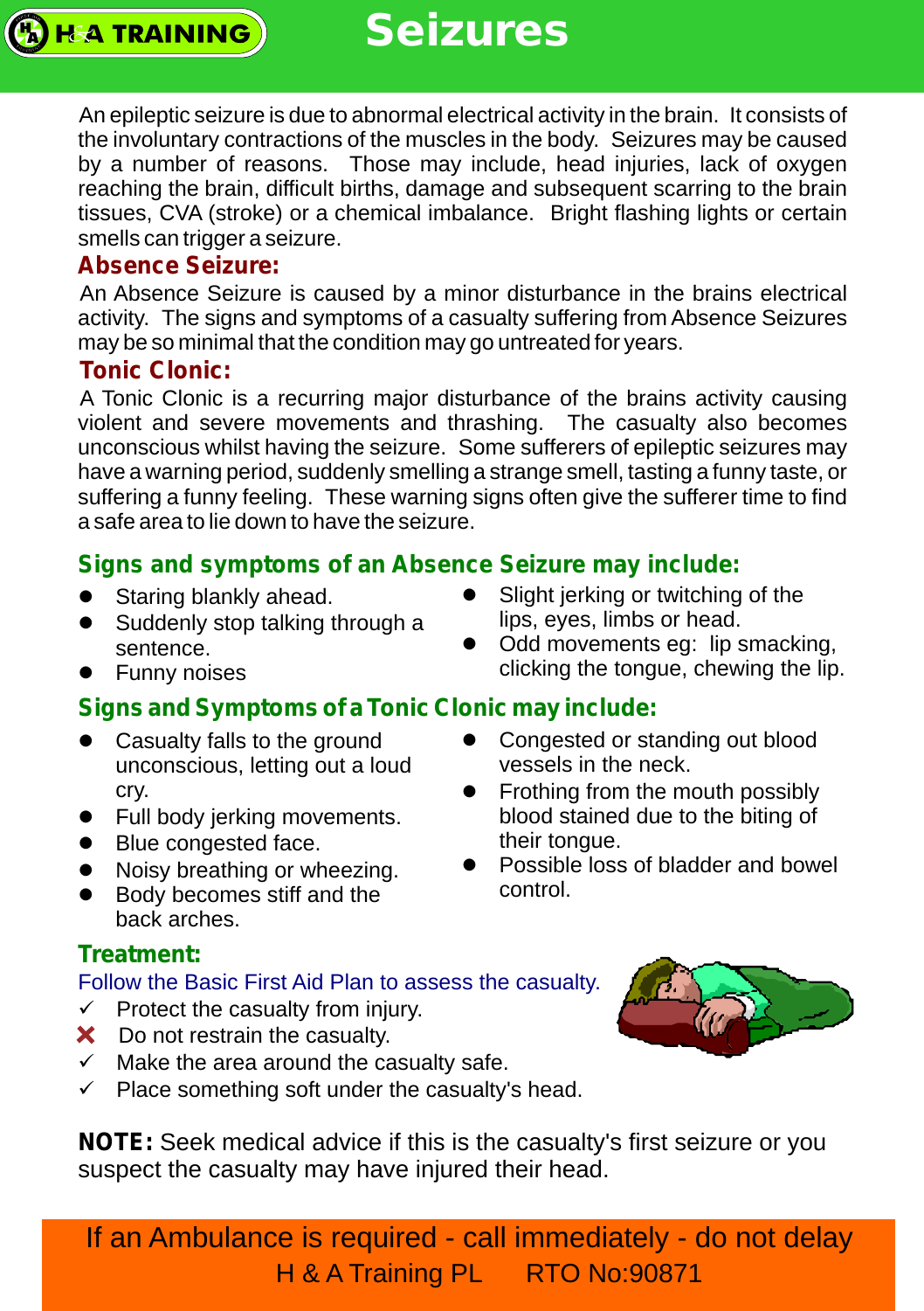# Seizures

An epileptic seizure is due to abnormal electrical activity in the brain. It consists of the involuntary contractions of the muscles in the body. Seizures may be caused by a number of reasons. Those may include, head injuries, lack of oxygen reaching the brain, difficult births, damage and subsequent scarring to the brain tissues, CVA (stroke) or a chemical imbalance. Bright flashing lights or certain smells can trigger a seizure.

## Absence Seizure:

An Absence Seizure is caused by a minor disturbance in the brains electrical activity. The signs and symptoms of a casualty suffering from Absence Seizures may be so minimal that the condition may go untreated for years.

## Tonic Clonic:

A Tonic Clonic is a recurring major disturbance of the brains activity causing violent and severe movements and thrashing. The casualty also becomes unconscious whilst having the seizure. Some sufferers of epileptic seizures may have a warning period, suddenly smelling a strange smell, tasting a funny taste, or suffering a funny feeling. These warning signs often give the sufferer time to find a safe area to lie down to have the seizure.

## Signs and symptoms of an Absence Seizure may include:

- Staring blankly ahead.
- Suddenly stop talking through a sentence.
- Funny noises
- Slight jerking or twitching of the lips, eyes, limbs or head.
- Odd movements eg: lip smacking, clicking the tongue, chewing the lip.

## Signs and Symptoms of a Tonic Clonic may include:

- Casualty falls to the ground unconscious, letting out a loud cry.
- Full body jerking movements.
- Blue congested face.
- Noisy breathing or wheezing.
- Body becomes stiff and the back arches.
- Congested or standing out blood vessels in the neck.
- Frothing from the mouth possibly blood stained due to the biting of their tongue.
- Possible loss of bladder and bowel control.

## Treatment:

Follow the Basic First Aid Plan to assess the casualty.

- ✓ Protect the casualty from injury.
- ✗ Do not restrain the casualty.
- ✓ Make the area around the casualty safe.
- ✓ Place something soft under the casualty's head.

**NOTE:** Seek medical advice if this is the casualty's first seizure or you suspect the casualty may have injured their head.

If an Ambulance is required - call immediately - do not delay

H & A Training PL RTO No:90871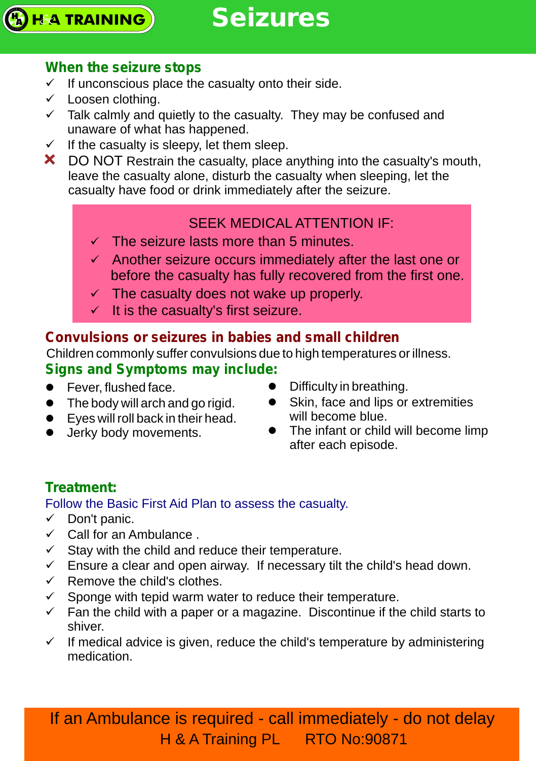# Seizures

## When the seizure stops

- ✓ If unconscious place the casualty onto their side.
- ✓ Loosen clothing.
- ✓ Talk calmly and quietly to the casualty. They may be confused and unaware of what has happened.
- ✓ If the casualty is sleepy, let them sleep.
- ✗ DO NOT Restrain the casualty, place anything into the casualty's mouth, leave the casualty alone, disturb the casualty when sleeping, let the casualty have food or drink immediately after the seizure.

SEEK MEDICAL ATTENTION IF:

- ✓ The seizure lasts more than 5 minutes.
- ✓ Another seizure occurs immediately after the last one or before the casualty has fully recovered from the first one.
- ✓ The casualty does not wake up properly.
- ✓ It is the casualty's first seizure.

## Convulsions or seizures in babies and small children

Children commonly suffer convulsions due to high temperatures or illness.

## Signs and Symptoms may include:

- Fever, flushed face.
- The body will arch and go rigid.
- Eyes will roll back in their head.
- Jerky body movements.
- Difficulty in breathing.
- Skin, face and lips or extremities will become blue.
- The infant or child will become limp after each episode.

## Treatment:

Follow the Basic First Aid Plan to assess the casualty.

- ✓ Don't panic.
- ✓ Call for an Ambulance .
- ✓ Stay with the child and reduce their temperature.
- ✓ Ensure a clear and open airway. If necessary tilt the child's head down.
- ✓ Remove the child's clothes.
- ✓ Sponge with tepid warm water to reduce their temperature.
- ✓ Fan the child with a paper or a magazine. Discontinue if the child starts to shiver.
- ✓ If medical advice is given, reduce the child's temperature by administering medication.

If an Ambulance is required - call immediately - do not delay